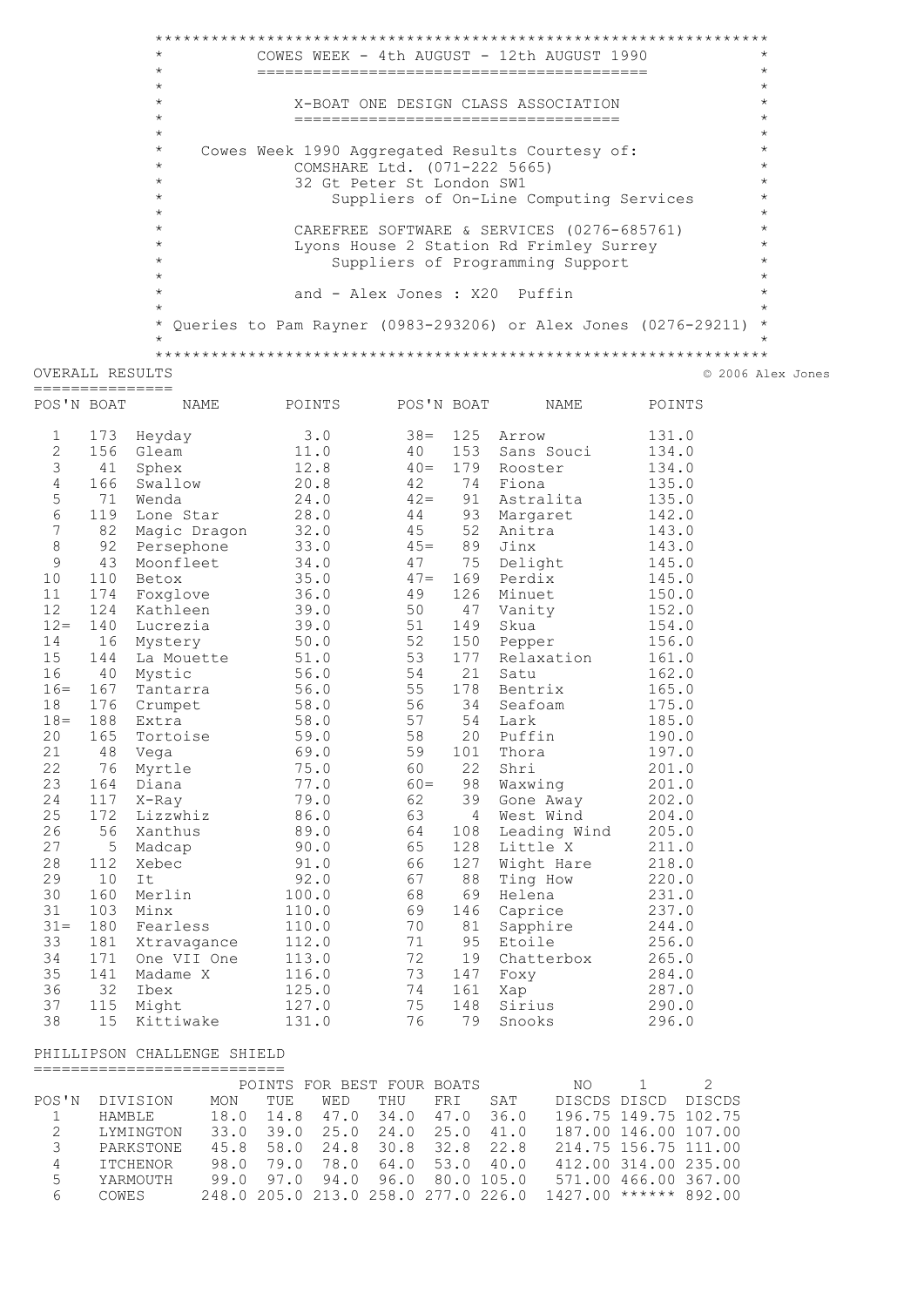# COWES WEEK - 4th AUGUST - 12th AUGUST 1990

## X-BOAT ONE DESIGN CLASS ASSOCIATION

Cowes Week 1990 Aggregated Results Courtesy of:

COMSHARE Ltd. (071-222 5665)
32 Gt Peter St London SW1
Suppliers of On-Line Computing Services

CAREFREE SOFTWARE & SERVICES (0276-685761)
Lyons House 2 Station Rd Frimley Surrey
Suppliers of Programming Support

and - Alex Jones : X20 Puffin

Queries to Pam Rayner (0983-293206) or Alex Jones (0276-29211)

© 2006 Alex Jones

## OVERALL RESULTS

| POS'N | BOAT | NAME | POINTS |
|---|---|---|---|
| 1 | 173 | Heyday | 3.0 |
| 2 | 156 | Gleam | 11.0 |
| 3 | 41 | Sphex | 12.8 |
| 4 | 166 | Swallow | 20.8 |
| 5 | 71 | Wenda | 24.0 |
| 6 | 119 | Lone Star | 28.0 |
| 7 | 82 | Magic Dragon | 32.0 |
| 8 | 92 | Persephone | 33.0 |
| 9 | 43 | Moonfleet | 34.0 |
| 10 | 110 | Betox | 35.0 |
| 11 | 174 | Foxglove | 36.0 |
| 12 | 124 | Kathleen | 39.0 |
| 12= | 140 | Lucrezia | 39.0 |
| 14 | 16 | Mystery | 50.0 |
| 15 | 144 | La Mouette | 51.0 |
| 16 | 40 | Mystic | 56.0 |
| 16= | 167 | Tantarra | 56.0 |
| 18 | 176 | Crumpet | 58.0 |
| 18= | 188 | Extra | 58.0 |
| 20 | 165 | Tortoise | 59.0 |
| 21 | 48 | Vega | 69.0 |
| 22 | 76 | Myrtle | 75.0 |
| 23 | 164 | Diana | 77.0 |
| 24 | 117 | X-Ray | 79.0 |
| 25 | 172 | Lizzwhiz | 86.0 |
| 26 | 56 | Xanthus | 89.0 |
| 27 | 5 | Madcap | 90.0 |
| 28 | 112 | Xebec | 91.0 |
| 29 | 10 | It | 92.0 |
| 30 | 160 | Merlin | 100.0 |
| 31 | 103 | Minx | 110.0 |
| 31= | 180 | Fearless | 110.0 |
| 33 | 181 | Xtravagance | 112.0 |
| 34 | 171 | One VII One | 113.0 |
| 35 | 141 | Madame X | 116.0 |
| 36 | 32 | Ibex | 125.0 |
| 37 | 115 | Might | 127.0 |
| 38 | 15 | Kittiwake | 131.0 |
| 38= | 125 | Arrow | 131.0 |
| 40 | 153 | Sans Souci | 134.0 |
| 40= | 179 | Rooster | 134.0 |
| 42 | 74 | Fiona | 135.0 |
| 42= | 91 | Astralita | 135.0 |
| 44 | 93 | Margaret | 142.0 |
| 45 | 52 | Anitra | 143.0 |
| 45= | 89 | Jinx | 143.0 |
| 47 | 75 | Delight | 145.0 |
| 47= | 169 | Perdix | 145.0 |
| 49 | 126 | Minuet | 150.0 |
| 50 | 47 | Vanity | 152.0 |
| 51 | 149 | Skua | 154.0 |
| 52 | 150 | Pepper | 156.0 |
| 53 | 177 | Relaxation | 161.0 |
| 54 | 21 | Satu | 162.0 |
| 55 | 178 | Bentrix | 165.0 |
| 56 | 34 | Seafoam | 175.0 |
| 57 | 54 | Lark | 185.0 |
| 58 | 20 | Puffin | 190.0 |
| 59 | 101 | Thora | 197.0 |
| 60 | 22 | Shri | 201.0 |
| 60= | 98 | Waxwing | 201.0 |
| 62 | 39 | Gone Away | 202.0 |
| 63 | 4 | West Wind | 204.0 |
| 64 | 108 | Leading Wind | 205.0 |
| 65 | 128 | Little X | 211.0 |
| 66 | 127 | Wight Hare | 218.0 |
| 67 | 88 | Ting How | 220.0 |
| 68 | 69 | Helena | 231.0 |
| 69 | 146 | Caprice | 237.0 |
| 70 | 81 | Sapphire | 244.0 |
| 71 | 95 | Etoile | 256.0 |
| 72 | 19 | Chatterbox | 265.0 |
| 73 | 147 | Foxy | 284.0 |
| 74 | 161 | Xap | 287.0 |
| 75 | 148 | Sirius | 290.0 |
| 76 | 79 | Snooks | 296.0 |

## PHILLIPSON CHALLENGE SHIELD

| POS'N | DIVISION | MON | TUE | WED | THU | FRI | SAT | NO DISCDS | 1 DISCD | 2 DISCDS |
|---|---|---|---|---|---|---|---|---|---|---|
| | | POINTS FOR BEST FOUR BOATS | | | | | | | | |
| 1 | HAMBLE | 18.0 | 14.8 | 47.0 | 34.0 | 47.0 | 36.0 | 196.75 | 149.75 | 102.75 |
| 2 | LYMINGTON | 33.0 | 39.0 | 25.0 | 24.0 | 25.0 | 41.0 | 187.00 | 146.00 | 107.00 |
| 3 | PARKSTONE | 45.8 | 58.0 | 24.8 | 30.8 | 32.8 | 22.8 | 214.75 | 156.75 | 111.00 |
| 4 | ITCHENOR | 98.0 | 79.0 | 78.0 | 64.0 | 53.0 | 40.0 | 412.00 | 314.00 | 235.00 |
| 5 | YARMOUTH | 99.0 | 97.0 | 94.0 | 96.0 | 80.0 | 105.0 | 571.00 | 466.00 | 367.00 |
| 6 | COWES | 248.0 | 205.0 | 213.0 | 258.0 | 277.0 | 226.0 | 1427.00 | ****** | 892.00 |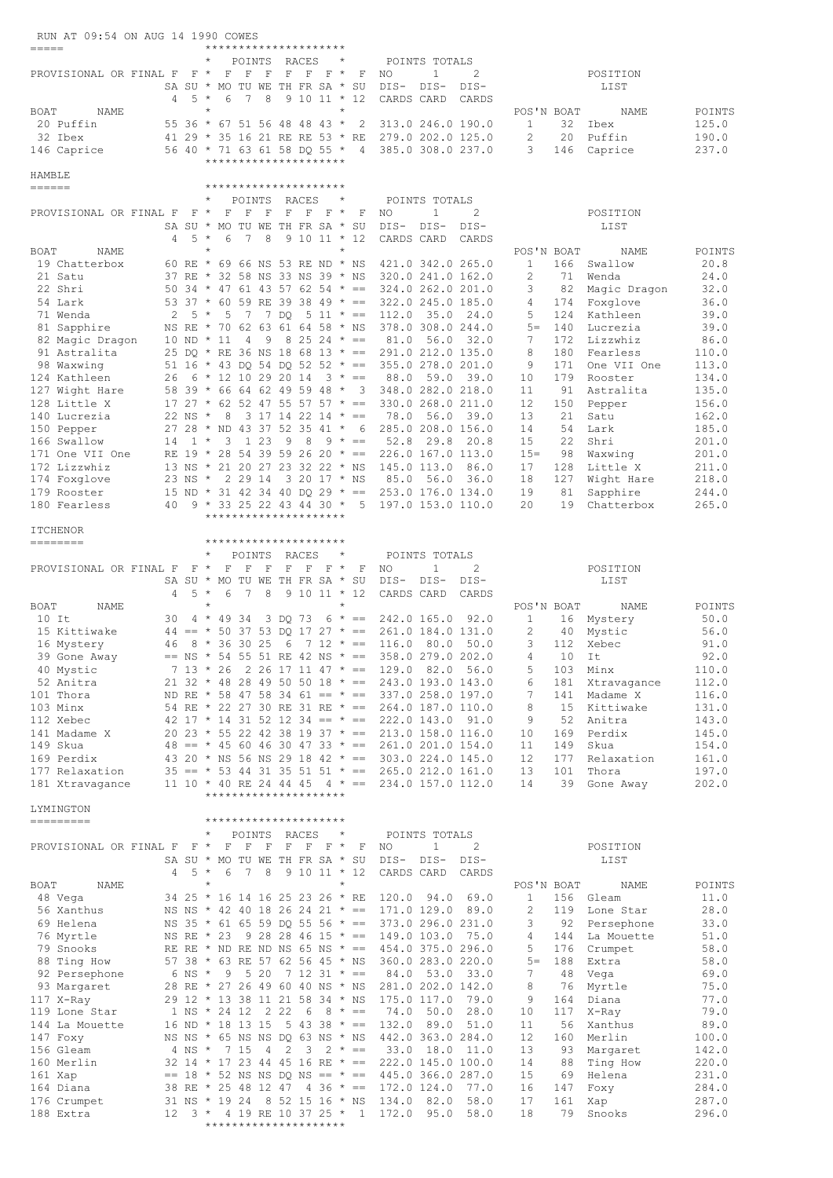```
 RUN AT 09:54 ON AUG 14 1990 COWES
=====                   *********************
                        *   POINTS  RACES   *      POINTS TOTALS
PROVISIONAL OR FINAL F  F *  F  F  F  F  F  F *  F  NO     1      2                POSITION
                     SA SU * MO TU WE TH FR SA * SU  DIS-  DIS-   DIS-                  LIST
                      4  5 *  6  7  8  9 10 11 * 12  CARDS CARD   CARDS
BOAT     NAME               *                    *                        POS'N BOAT     NAME          POINTS
 20 Puffin            55 36 * 67 51 56 48 48 43 *  2  313.0 246.0 190.0     1    32  Ibex            125.0
 32 Ibex              41 29 * 35 16 21 RE RE 53 * RE  279.0 202.0 125.0     2    20  Puffin          190.0
146 Caprice           56 40 * 71 63 61 58 DQ 55 *  4  385.0 308.0 237.0     3   146  Caprice         237.0
                            *********************
```

```
HAMBLE
======                      *********************
                            *   POINTS  RACES   *      POINTS TOTALS
PROVISIONAL OR FINAL F  F *  F  F  F  F  F  F *  F  NO     1      2                POSITION
                     SA SU * MO TU WE TH FR SA * SU  DIS-  DIS-   DIS-                  LIST
                      4  5 *  6  7  8  9 10 11 * 12  CARDS CARD   CARDS
BOAT     NAME               *                    *                        POS'N BOAT     NAME          POINTS
 19 Chatterbox        60 RE * 69 66 NS 53 RE ND * NS  421.0 342.0 265.0     1   166  Swallow          20.8
 21 Satu              37 RE * 32 58 NS 33 NS 39 * NS  320.0 241.0 162.0     2    71  Wenda            24.0
 22 Shri              50 34 * 47 61 43 57 62 54 * ==  324.0 262.0 201.0     3    82  Magic Dragon     32.0
 54 Lark              53 37 * 60 59 RE 39 38 49 * ==  322.0 245.0 185.0     4   174  Foxglove         36.0
 71 Wenda              2  5 *  5  7  7 DQ  5 11 * ==  112.0  35.0  24.0     5   124  Kathleen         39.0
 81 Sapphire          NS RE * 70 62 63 61 64 58 * NS  378.0 308.0 244.0     5=  140  Lucrezia         39.0
 82 Magic Dragon      10 ND * 11  4  9  8 25 24 * ==   81.0  56.0  32.0     7   172  Lizzwhiz         86.0
 91 Astralita         25 DQ * RE 36 NS 18 68 13 * ==  291.0 212.0 135.0     8   180  Fearless        110.0
 98 Waxwing           51 16 * 43 DQ 54 DQ 52 52 * ==  355.0 278.0 201.0     9   171  One VII One     113.0
124 Kathleen          26  6 * 12 10 29 20 14  3 * ==   88.0  59.0  39.0    10   179  Rooster         134.0
127 Wight Hare        58 39 * 66 64 62 49 59 48 *  3  348.0 282.0 218.0    11    91  Astralita       135.0
128 Little X          17 27 * 62 52 47 55 57 57 * NS  330.0 268.0 211.0    12   150  Pepper          156.0
140 Lucrezia          22 NS *  8  3 17 14 22 14 * ==   78.0  56.0  39.0    13    21  Satu            162.0
150 Pepper            27 28 * ND 43 37 52 35 41 *  6  285.0 208.0 156.0    14    54  Lark            185.0
166 Swallow           14  1 *  3  1 23  9  8  9 * ==   52.8  29.8  20.8    15    22  Shri            201.0
171 One VII One       RE 19 * 28 54 39 59 26 20 * ==  226.0 167.0 113.0    15=   98  Waxwing         201.0
172 Lizzwhiz          13 NS * 21 20 27 23 32 22 * NS  145.0 113.0  86.0    17   128  Little X        211.0
174 Foxglove          23 NS *  2 29 14  3 20 17 * NS   85.0  56.0  36.0    18   127  Wight Hare      218.0
179 Rooster           15 ND * 31 42 34 40 DQ 29 * ==  253.0 176.0 134.0    19    81  Sapphire        244.0
180 Fearless          40  9 * 33 25 22 43 44 30 *  5  197.0 153.0 110.0    20    19  Chatterbox      265.0
                            *********************
```

```
ITCHENOR
========                    *********************
                            *   POINTS  RACES   *      POINTS TOTALS
PROVISIONAL OR FINAL F  F *  F  F  F  F  F  F *  F  NO     1      2                POSITION
                     SA SU * MO TU WE TH FR SA * SU  DIS-  DIS-   DIS-                  LIST
                      4  5 *  6  7  8  9 10 11 * 12  CARDS CARD   CARDS
BOAT     NAME               *                    *                        POS'N BOAT     NAME          POINTS
 10 It                30  4 * 49 34  3 DQ 73  6 * ==  242.0 165.0  92.0     1    16  Mystery          50.0
 15 Kittiwake         44 == * 50 37 53 DQ 17 27 * ==  261.0 184.0 131.0     2    40  Mystic           56.0
 16 Mystery           46  8 * 36 30 25  6  7 12 * ==  116.0  80.0  50.0     3   112  Xebec            91.0
 39 Gone Away         == NS * 54 55 51 RE 42 NS * ==  358.0 279.0 202.0     4    10  It               92.0
 40 Mystic             7 13 * 26  2 26 17 11 47 * ==  129.0  82.0  56.0     5   103  Minx            110.0
 52 Anitra            21 32 * 48 28 49 50 50 18 * ==  243.0 193.0 143.0     6   181  Xtravagance     112.0
101 Thora             ND RE * 58 47 58 34 61 == * ==  337.0 258.0 197.0     7   141  Madame X        116.0
103 Minx              54 RE * 22 27 30 RE 31 RE * ==  264.0 187.0 110.0     8    15  Kittiwake       131.0
112 Xebec             42 17 * 14 31 52 12 34 == * ==  222.0 143.0  91.0     9    52  Anitra          143.0
141 Madame X          20 23 * 55 22 42 38 19 37 * ==  213.0 158.0 116.0    10   169  Perdix          145.0
149 Skua              48 == * 45 60 46 30 47 33 * ==  261.0 201.0 154.0    11   149  Skua            154.0
169 Perdix            43 20 * NS 56 NS 29 18 42 * ==  303.0 224.0 145.0    12   177  Relaxation      161.0
177 Relaxation        35 == * 53 44 31 35 51 51 * ==  265.0 212.0 161.0    13   101  Thora           197.0
181 Xtravagance       11 10 * 40 RE 24 44 45  4 * ==  234.0 157.0 112.0    14    39  Gone Away       202.0
                            *********************
```

```
LYMINGTON
=========                   *********************
                            *   POINTS  RACES   *      POINTS TOTALS
PROVISIONAL OR FINAL F  F *  F  F  F  F  F  F *  F  NO     1      2                POSITION
                     SA SU * MO TU WE TH FR SA * SU  DIS-  DIS-   DIS-                  LIST
                      4  5 *  6  7  8  9 10 11 * 12  CARDS CARD   CARDS
BOAT     NAME               *                    *                        POS'N BOAT     NAME          POINTS
 48 Vega              34 25 * 16 14 16 25 23 26 * RE  120.0  94.0  69.0     1   156  Gleam            11.0
 56 Xanthus           NS NS * 42 40 18 26 24 21 * ==  171.0 129.0  89.0     2   119  Lone Star        28.0
 69 Helena            NS NS * 61 65 59 DQ 55 56 * ==  373.0 296.0 231.0     3    92  Persephone       33.0
 76 Myrtle            NS RE * 23  9 28 28 46 15 * ==  149.0 103.0  75.0     4   144  La Mouette       51.0
 79 Snooks            RE RE * ND RE ND NS 65 NS * ==  454.0 375.0 296.0     5   176  Crumpet          58.0
 88 Ting How          57 38 * 63 RE 57 62 56 45 * NS  360.0 283.0 220.0     5=  188  Extra            58.0
 92 Persephone         6 NS *  9  5 20  7 12 31 * ==   84.0  53.0  33.0     7    48  Vega             69.0
 93 Margaret          28 RE * 27 26 49 60 40 NS * NS  281.0 202.0 142.0     8    76  Myrtle           75.0
117 X-Ray             29 12 * 13 38 11 21 58 34 * NS  175.0 117.0  79.0     9   164  Diana            77.0
119 Lone Star          1 NS * 24 12  2 22  6  8 * ==   74.0  50.0  28.0    10   117  X-Ray            79.0
144 La Mouette        16 ND * 18 13 15  5 43 38 * ==  132.0  89.0  51.0    11    56  Xanthus          89.0
147 Foxy              NS NS * 65 NS NS DQ 63 NS * NS  442.0 363.0 284.0    12   160  Merlin          100.0
156 Gleam              4 NS *  7 15  4  2  3  2 * ==   33.0  18.0  11.0    13    93  Margaret        142.0
160 Merlin            32 14 * 17 23 44 45 16 RE * ==  222.0 145.0 100.0    14    88  Ting How        220.0
161 Xap               == 18 * 52 NS NS DQ NS == * ==  445.0 366.0 287.0    15    69  Helena          231.0
164 Diana             38 RE * 25 48 12 47  4 36 * ==  172.0 124.0  77.0    16   147  Foxy            284.0
176 Crumpet           31 NS * 19 24  8 52 15 16 * NS  134.0  82.0  58.0    17   161  Xap             287.0
188 Extra             12  3 *  4 19 RE 10 37 25 *  1  172.0  95.0  58.0    18    79  Snooks          296.0
                            *********************
```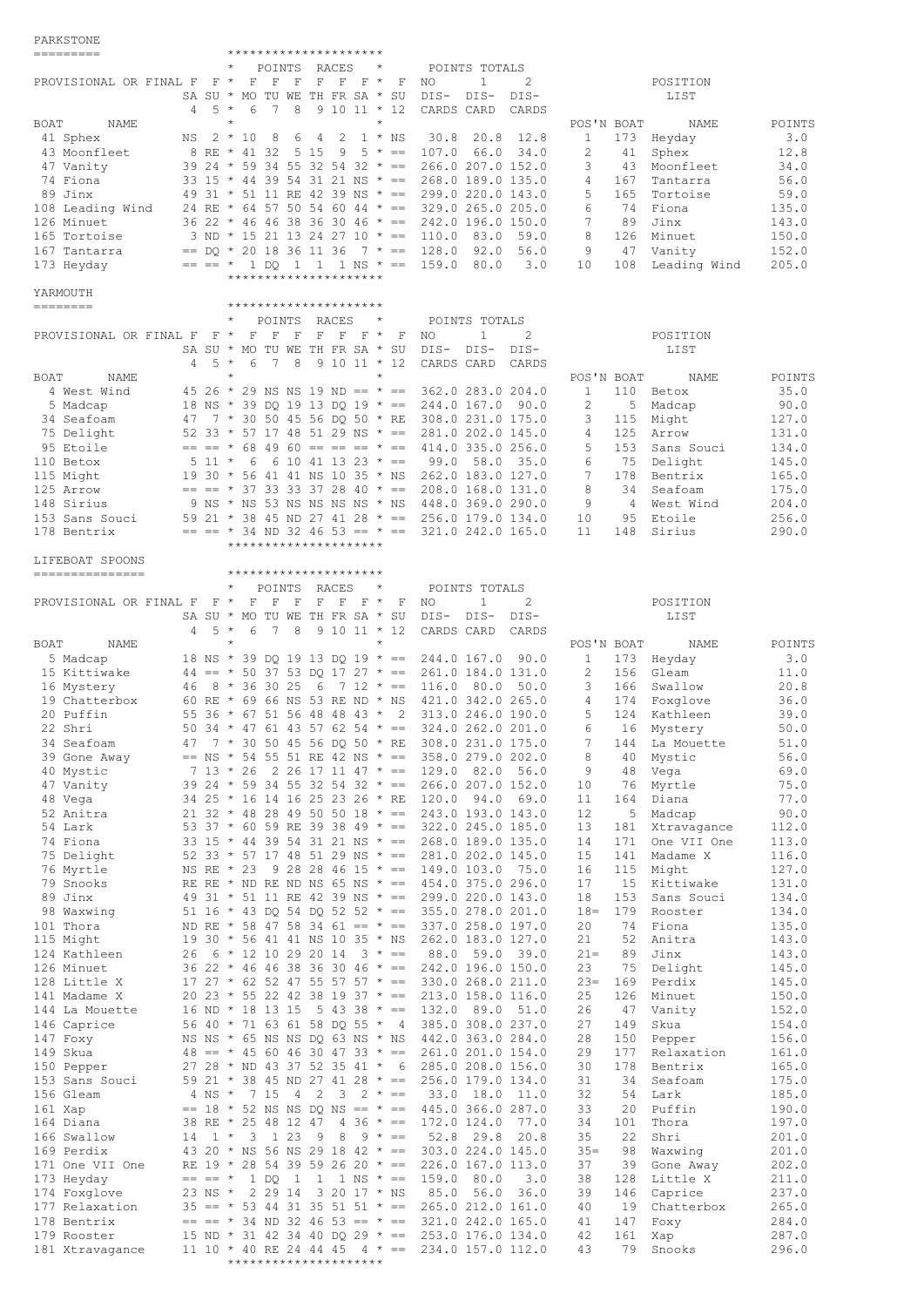## PARKSTONE

PROVISIONAL OR FINAL — POINTS RACES / POINTS TOTALS

| BOAT | NAME | F SA 4 | F SU 5 | F MO 6 | F TU 7 | F WE 8 | F TH 9 | F FR 10 | F SA 11 | F SU 12 | NO DIS-CARDS | 1 DIS-CARD | 2 DIS-CARDS |
|---|---|---|---|---|---|---|---|---|---|---|---|---|---|
| 41 | Sphex | NS | 2 | 10 | 8 | 6 | 4 | 2 | 1 | NS | 30.8 | 20.8 | 12.8 |
| 43 | Moonfleet | 8 | RE | 41 | 32 | 5 | 15 | 9 | 5 | == | 107.0 | 66.0 | 34.0 |
| 47 | Vanity | 39 | 24 | 59 | 34 | 55 | 32 | 54 | 32 | == | 266.0 | 207.0 | 152.0 |
| 74 | Fiona | 33 | 15 | 44 | 39 | 54 | 31 | 21 | NS | == | 268.0 | 189.0 | 135.0 |
| 89 | Jinx | 49 | 31 | 51 | 11 | RE | 42 | 39 | NS | == | 299.0 | 220.0 | 143.0 |
| 108 | Leading Wind | 24 | RE | 64 | 57 | 50 | 54 | 60 | 44 | == | 329.0 | 265.0 | 205.0 |
| 126 | Minuet | 36 | 22 | 46 | 46 | 38 | 36 | 30 | 46 | == | 242.0 | 196.0 | 150.0 |
| 165 | Tortoise | 3 | ND | 15 | 21 | 13 | 24 | 27 | 10 | == | 110.0 | 83.0 | 59.0 |
| 167 | Tantarra | == | DQ | 20 | 18 | 36 | 11 | 36 | 7 | == | 128.0 | 92.0 | 56.0 |
| 173 | Heyday | == | == | 1 | DQ | 1 | 1 | 1 | NS | == | 159.0 | 80.0 | 3.0 |

POSITION LIST

| POS'N | BOAT | NAME | POINTS |
|---|---|---|---|
| 1 | 173 | Heyday | 3.0 |
| 2 | 41 | Sphex | 12.8 |
| 3 | 43 | Moonfleet | 34.0 |
| 4 | 167 | Tantarra | 56.0 |
| 5 | 165 | Tortoise | 59.0 |
| 6 | 74 | Fiona | 135.0 |
| 7 | 89 | Jinx | 143.0 |
| 8 | 126 | Minuet | 150.0 |
| 9 | 47 | Vanity | 152.0 |
| 10 | 108 | Leading Wind | 205.0 |

## YARMOUTH

PROVISIONAL OR FINAL — POINTS RACES / POINTS TOTALS

| BOAT | NAME | F SA 4 | F SU 5 | F MO 6 | F TU 7 | F WE 8 | F TH 9 | F FR 10 | F SA 11 | F SU 12 | NO DIS-CARDS | 1 DIS-CARD | 2 DIS-CARDS |
|---|---|---|---|---|---|---|---|---|---|---|---|---|---|
| 4 | West Wind | 45 | 26 | 29 | NS | NS | 19 | ND | == | == | 362.0 | 283.0 | 204.0 |
| 5 | Madcap | 18 | NS | 39 | DQ | 19 | 13 | DQ | 19 | == | 244.0 | 167.0 | 90.0 |
| 34 | Seafoam | 47 | 7 | 30 | 50 | 45 | 56 | DQ | 50 | RE | 308.0 | 231.0 | 175.0 |
| 75 | Delight | 52 | 33 | 57 | 17 | 48 | 51 | 29 | NS | == | 281.0 | 202.0 | 145.0 |
| 95 | Etoile | == | == | 68 | 49 | 60 | == | == | == | == | 414.0 | 335.0 | 256.0 |
| 110 | Betox | 5 | 11 | 6 | 6 | 10 | 41 | 13 | 23 | == | 99.0 | 58.0 | 35.0 |
| 115 | Might | 19 | 30 | 56 | 41 | 41 | NS | 10 | 35 | NS | 262.0 | 183.0 | 127.0 |
| 125 | Arrow | == | == | 37 | 33 | 33 | 37 | 28 | 40 | == | 208.0 | 168.0 | 131.0 |
| 148 | Sirius | 9 | NS | NS | 53 | NS | NS | NS | NS | NS | 448.0 | 369.0 | 290.0 |
| 153 | Sans Souci | 59 | 21 | 38 | 45 | ND | 27 | 41 | 28 | == | 256.0 | 179.0 | 134.0 |
| 178 | Bentrix | == | == | 34 | ND | 32 | 46 | 53 | == | == | 321.0 | 242.0 | 165.0 |

POSITION LIST

| POS'N | BOAT | NAME | POINTS |
|---|---|---|---|
| 1 | 110 | Betox | 35.0 |
| 2 | 5 | Madcap | 90.0 |
| 3 | 115 | Might | 127.0 |
| 4 | 125 | Arrow | 131.0 |
| 5 | 153 | Sans Souci | 134.0 |
| 6 | 75 | Delight | 145.0 |
| 7 | 178 | Bentrix | 165.0 |
| 8 | 34 | Seafoam | 175.0 |
| 9 | 4 | West Wind | 204.0 |
| 10 | 95 | Etoile | 256.0 |
| 11 | 148 | Sirius | 290.0 |

## LIFEBOAT SPOONS

PROVISIONAL OR FINAL — POINTS RACES / POINTS TOTALS

| BOAT | NAME | F SA 4 | F SU 5 | F MO 6 | F TU 7 | F WE 8 | F TH 9 | F FR 10 | F SA 11 | F SU 12 | NO DIS-CARDS | 1 DIS-CARD | 2 DIS-CARDS |
|---|---|---|---|---|---|---|---|---|---|---|---|---|---|
| 5 | Madcap | 18 | NS | 39 | DQ | 19 | 13 | DQ | 19 | == | 244.0 | 167.0 | 90.0 |
| 15 | Kittiwake | 44 | == | 50 | 37 | 53 | DQ | 17 | 27 | == | 261.0 | 184.0 | 131.0 |
| 16 | Mystery | 46 | 8 | 36 | 30 | 25 | 6 | 7 | 12 | == | 116.0 | 80.0 | 50.0 |
| 19 | Chatterbox | 60 | RE | 69 | 66 | NS | 53 | RE | ND | NS | 421.0 | 342.0 | 265.0 |
| 20 | Puffin | 55 | 36 | 67 | 51 | 56 | 48 | 48 | 43 | 2 | 313.0 | 246.0 | 190.0 |
| 22 | Shri | 50 | 34 | 47 | 61 | 43 | 57 | 62 | 54 | == | 324.0 | 262.0 | 201.0 |
| 34 | Seafoam | 47 | 7 | 30 | 50 | 45 | 56 | DQ | 50 | RE | 308.0 | 231.0 | 175.0 |
| 39 | Gone Away | == | NS | 54 | 55 | 51 | RE | 42 | NS | == | 358.0 | 279.0 | 202.0 |
| 40 | Mystic | 7 | 13 | 26 | 2 | 26 | 17 | 11 | 47 | == | 129.0 | 82.0 | 56.0 |
| 47 | Vanity | 39 | 24 | 59 | 34 | 55 | 32 | 54 | 32 | == | 266.0 | 207.0 | 152.0 |
| 48 | Vega | 34 | 25 | 16 | 14 | 16 | 25 | 23 | 26 | RE | 120.0 | 94.0 | 69.0 |
| 52 | Anitra | 21 | 32 | 48 | 28 | 49 | 50 | 50 | 18 | == | 243.0 | 193.0 | 143.0 |
| 54 | Lark | 53 | 37 | 60 | 59 | RE | 39 | 38 | 49 | == | 322.0 | 245.0 | 185.0 |
| 74 | Fiona | 33 | 15 | 44 | 39 | 54 | 31 | 21 | NS | == | 268.0 | 189.0 | 135.0 |
| 75 | Delight | 52 | 33 | 57 | 17 | 48 | 51 | 29 | NS | == | 281.0 | 202.0 | 145.0 |
| 76 | Myrtle | NS | RE | 23 | 9 | 28 | 28 | 46 | 15 | == | 149.0 | 103.0 | 75.0 |
| 79 | Snooks | RE | RE | ND | RE | ND | NS | 65 | NS | == | 454.0 | 375.0 | 296.0 |
| 89 | Jinx | 49 | 31 | 51 | 11 | RE | 42 | 39 | NS | == | 299.0 | 220.0 | 143.0 |
| 98 | Waxwing | 51 | 16 | 43 | DQ | 54 | DQ | 52 | 52 | == | 355.0 | 278.0 | 201.0 |
| 101 | Thora | ND | RE | 58 | 47 | 58 | 34 | 61 | == | == | 337.0 | 258.0 | 197.0 |
| 115 | Might | 19 | 30 | 56 | 41 | 41 | NS | 10 | 35 | NS | 262.0 | 183.0 | 127.0 |
| 124 | Kathleen | 26 | 6 | 12 | 10 | 29 | 20 | 14 | 3 | == | 88.0 | 59.0 | 39.0 |
| 126 | Minuet | 36 | 22 | 46 | 46 | 38 | 36 | 30 | 46 | == | 242.0 | 196.0 | 150.0 |
| 128 | Little X | 17 | 27 | 62 | 52 | 47 | 55 | 57 | 57 | == | 330.0 | 268.0 | 211.0 |
| 141 | Madame X | 20 | 23 | 55 | 22 | 42 | 38 | 19 | 37 | == | 213.0 | 158.0 | 116.0 |
| 144 | La Mouette | 16 | ND | 18 | 13 | 15 | 5 | 43 | 38 | == | 132.0 | 89.0 | 51.0 |
| 146 | Caprice | 56 | 40 | 71 | 63 | 61 | 58 | DQ | 55 | 4 | 385.0 | 308.0 | 237.0 |
| 147 | Foxy | NS | NS | 65 | NS | NS | DQ | 63 | NS | NS | 442.0 | 363.0 | 284.0 |
| 149 | Skua | 48 | == | 45 | 60 | 46 | 30 | 47 | 33 | == | 261.0 | 201.0 | 154.0 |
| 150 | Pepper | 27 | 28 | ND | 43 | 37 | 52 | 35 | 41 | 6 | 285.0 | 208.0 | 156.0 |
| 153 | Sans Souci | 59 | 21 | 38 | 45 | ND | 27 | 41 | 28 | == | 256.0 | 179.0 | 134.0 |
| 156 | Gleam | 4 | NS | 7 | 15 | 4 | 2 | 3 | 2 | == | 33.0 | 18.0 | 11.0 |
| 161 | Xap | == | 18 | 52 | NS | NS | DQ | NS | == | == | 445.0 | 366.0 | 287.0 |
| 164 | Diana | 38 | RE | 25 | 48 | 12 | 47 | 4 | 36 | == | 172.0 | 124.0 | 77.0 |
| 166 | Swallow | 14 | 1 | 3 | 1 | 23 | 9 | 8 | 9 | == | 52.8 | 29.8 | 20.8 |
| 169 | Perdix | 43 | 20 | NS | 56 | NS | 29 | 18 | 42 | == | 303.0 | 224.0 | 145.0 |
| 171 | One VII One | RE | 19 | 28 | 54 | 39 | 59 | 26 | 20 | == | 226.0 | 167.0 | 113.0 |
| 173 | Heyday | == | == | 1 | DQ | 1 | 1 | 1 | NS | == | 159.0 | 80.0 | 3.0 |
| 174 | Foxglove | 23 | NS | 2 | 29 | 14 | 3 | 20 | 17 | NS | 85.0 | 56.0 | 36.0 |
| 177 | Relaxation | 35 | == | 53 | 44 | 31 | 35 | 51 | 51 | == | 265.0 | 212.0 | 161.0 |
| 178 | Bentrix | == | == | 34 | ND | 32 | 46 | 53 | == | == | 321.0 | 242.0 | 165.0 |
| 179 | Rooster | 15 | ND | 31 | 42 | 34 | 40 | DQ | 29 | == | 253.0 | 176.0 | 134.0 |
| 181 | Xtravagance | 11 | 10 | 40 | RE | 24 | 44 | 45 | 4 | == | 234.0 | 157.0 | 112.0 |

POSITION LIST

| POS'N | BOAT | NAME | POINTS |
|---|---|---|---|
| 1 | 173 | Heyday | 3.0 |
| 2 | 156 | Gleam | 11.0 |
| 3 | 166 | Swallow | 20.8 |
| 4 | 174 | Foxglove | 36.0 |
| 5 | 124 | Kathleen | 39.0 |
| 6 | 16 | Mystery | 50.0 |
| 7 | 144 | La Mouette | 51.0 |
| 8 | 40 | Mystic | 56.0 |
| 9 | 48 | Vega | 69.0 |
| 10 | 76 | Myrtle | 75.0 |
| 11 | 164 | Diana | 77.0 |
| 12 | 5 | Madcap | 90.0 |
| 13 | 181 | Xtravagance | 112.0 |
| 14 | 171 | One VII One | 113.0 |
| 15 | 141 | Madame X | 116.0 |
| 16 | 115 | Might | 127.0 |
| 17 | 15 | Kittiwake | 131.0 |
| 18 | 153 | Sans Souci | 134.0 |
| 18= | 179 | Rooster | 134.0 |
| 20 | 74 | Fiona | 135.0 |
| 21 | 52 | Anitra | 143.0 |
| 21= | 89 | Jinx | 143.0 |
| 23 | 75 | Delight | 145.0 |
| 23= | 169 | Perdix | 145.0 |
| 25 | 126 | Minuet | 150.0 |
| 26 | 47 | Vanity | 152.0 |
| 27 | 149 | Skua | 154.0 |
| 28 | 150 | Pepper | 156.0 |
| 29 | 177 | Relaxation | 161.0 |
| 30 | 178 | Bentrix | 165.0 |
| 31 | 34 | Seafoam | 175.0 |
| 32 | 54 | Lark | 185.0 |
| 33 | 20 | Puffin | 190.0 |
| 34 | 101 | Thora | 197.0 |
| 35 | 22 | Shri | 201.0 |
| 35= | 98 | Waxwing | 201.0 |
| 37 | 39 | Gone Away | 202.0 |
| 38 | 128 | Little X | 211.0 |
| 39 | 146 | Caprice | 237.0 |
| 40 | 19 | Chatterbox | 265.0 |
| 41 | 147 | Foxy | 284.0 |
| 42 | 161 | Xap | 287.0 |
| 43 | 79 | Snooks | 296.0 |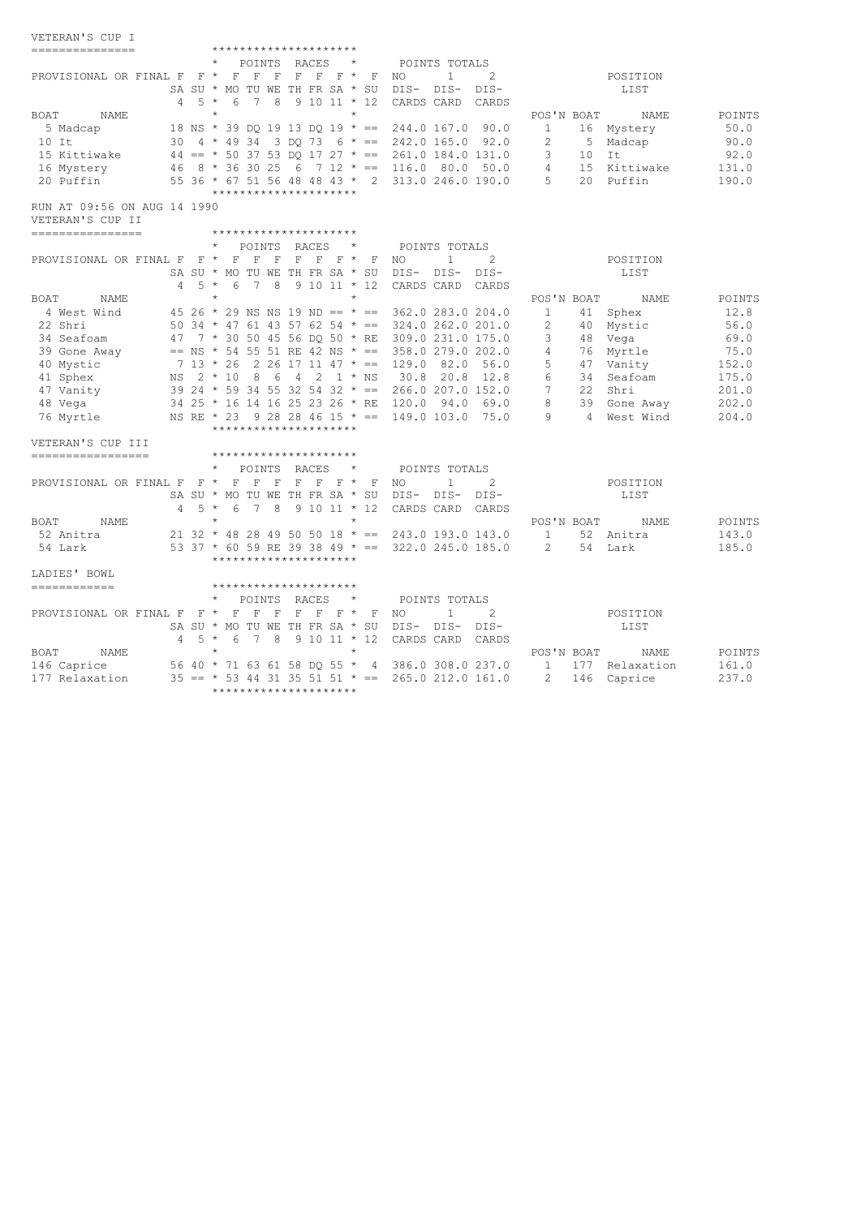## VETERAN'S CUP I

| | PROVISIONAL OR FINAL | POINTS RACES F | F | F | F | F | F | F | F | F | POINTS TOTALS NO | 1 | 2 | POSITION LIST | | | |
|---|---|---|---|---|---|---|---|---|---|---|---|---|---|---|---|---|---|
| | | SA | SU | MO | TU | WE | TH | FR | SA | SU | DIS- CARDS | DIS- CARD | DIS- CARDS | | | | |
| | | 4 | 5 | 6 | 7 | 8 | 9 | 10 | 11 | 12 | | | | | | | |
| BOAT | NAME | | | | | | | | | | | | | POS'N | BOAT | NAME | POINTS |
| 5 | Madcap | 18 | NS | 39 | DQ | 19 | 13 | DQ | 19 | == | 244.0 | 167.0 | 90.0 | 1 | 16 | Mystery | 50.0 |
| 10 | It | 30 | 4 | 49 | 34 | 3 | DQ | 73 | 6 | == | 242.0 | 165.0 | 92.0 | 2 | 5 | Madcap | 90.0 |
| 15 | Kittiwake | 44 | == | 50 | 37 | 53 | DQ | 17 | 27 | == | 261.0 | 184.0 | 131.0 | 3 | 10 | It | 92.0 |
| 16 | Mystery | 46 | 8 | 36 | 30 | 25 | 6 | 7 | 12 | == | 116.0 | 80.0 | 50.0 | 4 | 15 | Kittiwake | 131.0 |
| 20 | Puffin | 55 | 36 | 67 | 51 | 56 | 48 | 48 | 43 | 2 | 313.0 | 246.0 | 190.0 | 5 | 20 | Puffin | 190.0 |

RUN AT 09:56 ON AUG 14 1990

## VETERAN'S CUP II

| | PROVISIONAL OR FINAL | POINTS RACES F | F | F | F | F | F | F | F | F | POINTS TOTALS NO | 1 | 2 | POSITION LIST | | | |
|---|---|---|---|---|---|---|---|---|---|---|---|---|---|---|---|---|---|
| | | SA | SU | MO | TU | WE | TH | FR | SA | SU | DIS- CARDS | DIS- CARD | DIS- CARDS | | | | |
| | | 4 | 5 | 6 | 7 | 8 | 9 | 10 | 11 | 12 | | | | | | | |
| BOAT | NAME | | | | | | | | | | | | | POS'N | BOAT | NAME | POINTS |
| 4 | West Wind | 45 | 26 | 29 | NS | NS | 19 | ND | == | == | 362.0 | 283.0 | 204.0 | 1 | 41 | Sphex | 12.8 |
| 22 | Shri | 50 | 34 | 47 | 61 | 43 | 57 | 62 | 54 | == | 324.0 | 262.0 | 201.0 | 2 | 40 | Mystic | 56.0 |
| 34 | Seafoam | 47 | 7 | 30 | 50 | 45 | 56 | DQ | 50 | RE | 309.0 | 231.0 | 175.0 | 3 | 48 | Vega | 69.0 |
| 39 | Gone Away | == | NS | 54 | 55 | 51 | RE | 42 | NS | == | 358.0 | 279.0 | 202.0 | 4 | 76 | Myrtle | 75.0 |
| 40 | Mystic | 7 | 13 | 26 | 2 | 26 | 17 | 11 | 47 | == | 129.0 | 82.0 | 56.0 | 5 | 47 | Vanity | 152.0 |
| 41 | Sphex | NS | 2 | 10 | 8 | 6 | 4 | 2 | 1 | NS | 30.8 | 20.8 | 12.8 | 6 | 34 | Seafoam | 175.0 |
| 47 | Vanity | 39 | 24 | 59 | 34 | 55 | 32 | 54 | 32 | == | 266.0 | 207.0 | 152.0 | 7 | 22 | Shri | 201.0 |
| 48 | Vega | 34 | 25 | 16 | 14 | 16 | 25 | 23 | 26 | RE | 120.0 | 94.0 | 69.0 | 8 | 39 | Gone Away | 202.0 |
| 76 | Myrtle | NS | RE | 23 | 9 | 28 | 28 | 46 | 15 | == | 149.0 | 103.0 | 75.0 | 9 | 4 | West Wind | 204.0 |

## VETERAN'S CUP III

| | PROVISIONAL OR FINAL | POINTS RACES F | F | F | F | F | F | F | F | F | POINTS TOTALS NO | 1 | 2 | POSITION LIST | | | |
|---|---|---|---|---|---|---|---|---|---|---|---|---|---|---|---|---|---|
| | | SA | SU | MO | TU | WE | TH | FR | SA | SU | DIS- CARDS | DIS- CARD | DIS- CARDS | | | | |
| | | 4 | 5 | 6 | 7 | 8 | 9 | 10 | 11 | 12 | | | | | | | |
| BOAT | NAME | | | | | | | | | | | | | POS'N | BOAT | NAME | POINTS |
| 52 | Anitra | 21 | 32 | 48 | 28 | 49 | 50 | 50 | 18 | == | 243.0 | 193.0 | 143.0 | 1 | 52 | Anitra | 143.0 |
| 54 | Lark | 53 | 37 | 60 | 59 | RE | 39 | 38 | 49 | == | 322.0 | 245.0 | 185.0 | 2 | 54 | Lark | 185.0 |

## LADIES' BOWL

| | PROVISIONAL OR FINAL | POINTS RACES F | F | F | F | F | F | F | F | F | POINTS TOTALS NO | 1 | 2 | POSITION LIST | | | |
|---|---|---|---|---|---|---|---|---|---|---|---|---|---|---|---|---|---|
| | | SA | SU | MO | TU | WE | TH | FR | SA | SU | DIS- CARDS | DIS- CARD | DIS- CARDS | | | | |
| | | 4 | 5 | 6 | 7 | 8 | 9 | 10 | 11 | 12 | | | | | | | |
| BOAT | NAME | | | | | | | | | | | | | POS'N | BOAT | NAME | POINTS |
| 146 | Caprice | 56 | 40 | 71 | 63 | 61 | 58 | DQ | 55 | 4 | 386.0 | 308.0 | 237.0 | 1 | 177 | Relaxation | 161.0 |
| 177 | Relaxation | 35 | == | 53 | 44 | 31 | 35 | 51 | 51 | == | 265.0 | 212.0 | 161.0 | 2 | 146 | Caprice | 237.0 |